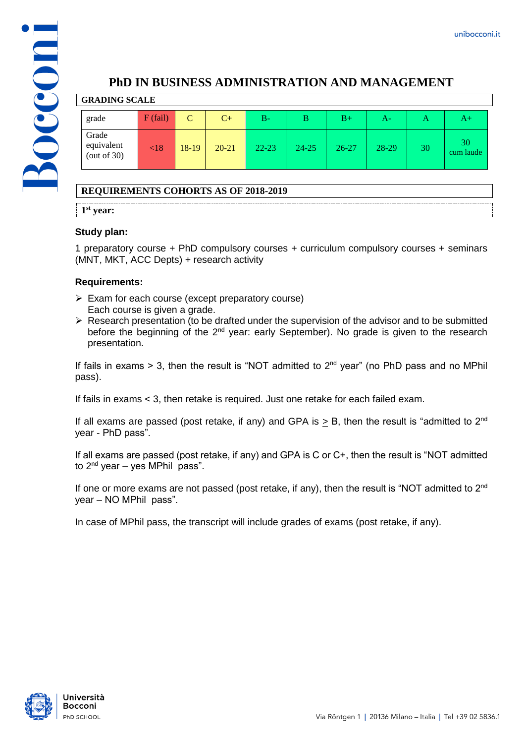# PhD IN BUSINESS ADMINISTRATION AND MANAGEMENT

## GRADING SCALE

| grade | F (fail) | C | C+ | B- | B | B+ | A- | A | A+ |
|---|---|---|---|---|---|---|---|---|---|
| Grade equivalent (out of 30) | <18 | 18-19 | 20-21 | 22-23 | 24-25 | 26-27 | 28-29 | 30 | 30 cum laude |

## REQUIREMENTS COHORTS AS OF 2018-2019

### 1st year:

**Study plan:**

1 preparatory course + PhD compulsory courses + curriculum compulsory courses + seminars (MNT, MKT, ACC Depts) + research activity

**Requirements:**

- Exam for each course (except preparatory course)
  Each course is given a grade.
- Research presentation (to be drafted under the supervision of the advisor and to be submitted before the beginning of the 2nd year: early September). No grade is given to the research presentation.

If fails in exams > 3, then the result is "NOT admitted to 2nd year" (no PhD pass and no MPhil pass).

If fails in exams ≤ 3, then retake is required. Just one retake for each failed exam.

If all exams are passed (post retake, if any) and GPA is ≥ B, then the result is "admitted to 2nd year - PhD pass".

If all exams are passed (post retake, if any) and GPA is C or C+, then the result is "NOT admitted to 2nd year – yes MPhil pass".

If one or more exams are not passed (post retake, if any), then the result is "NOT admitted to 2nd year – NO MPhil pass".

In case of MPhil pass, the transcript will include grades of exams (post retake, if any).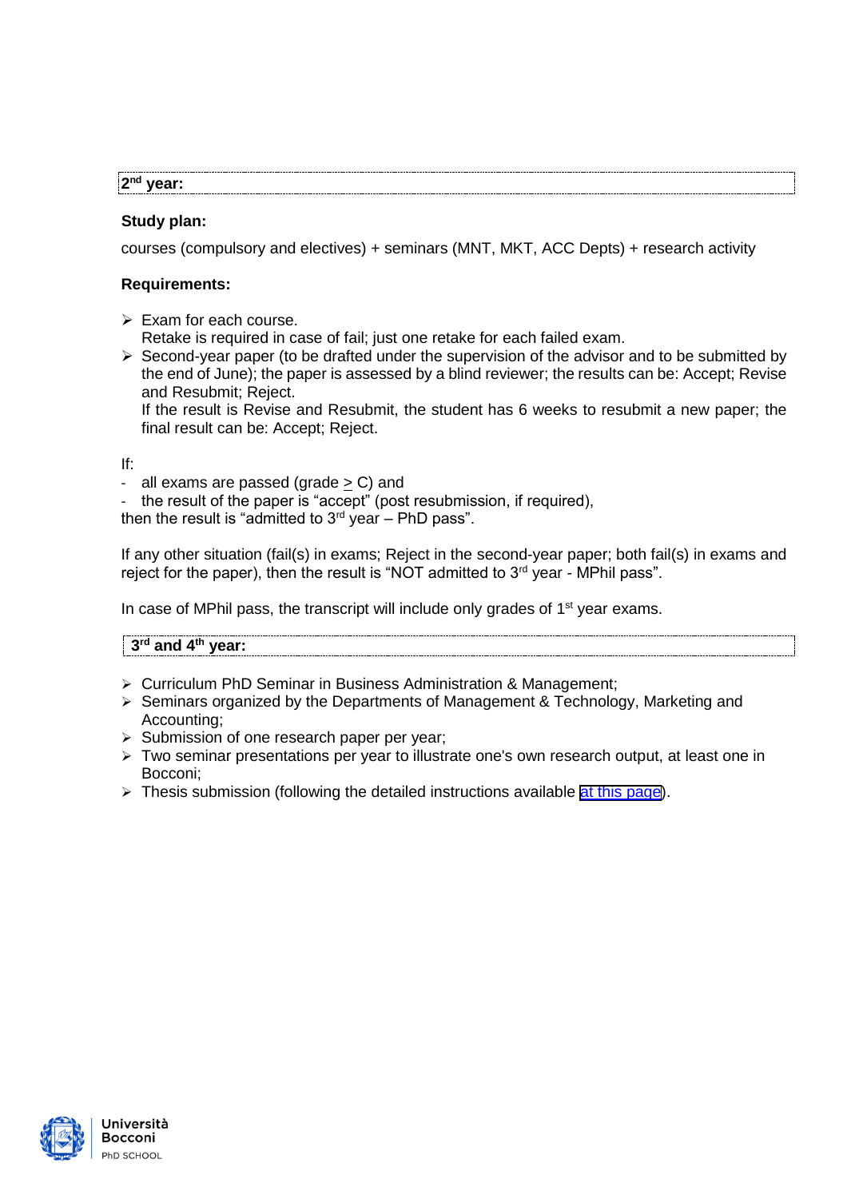## 2nd year:

**Study plan:**

courses (compulsory and electives) + seminars (MNT, MKT, ACC Depts) + research activity

**Requirements:**

- Exam for each course.
  Retake is required in case of fail; just one retake for each failed exam.
- Second-year paper (to be drafted under the supervision of the advisor and to be submitted by the end of June); the paper is assessed by a blind reviewer; the results can be: Accept; Revise and Resubmit; Reject.
  If the result is Revise and Resubmit, the student has 6 weeks to resubmit a new paper; the final result can be: Accept; Reject.

If:

- all exams are passed (grade ≥ C) and
- the result of the paper is "accept" (post resubmission, if required),

then the result is "admitted to 3rd year – PhD pass".

If any other situation (fail(s) in exams; Reject in the second-year paper; both fail(s) in exams and reject for the paper), then the result is "NOT admitted to 3rd year - MPhil pass".

In case of MPhil pass, the transcript will include only grades of 1st year exams.

## 3rd and 4th year:

- Curriculum PhD Seminar in Business Administration & Management;
- Seminars organized by the Departments of Management & Technology, Marketing and Accounting;
- Submission of one research paper per year;
- Two seminar presentations per year to illustrate one's own research output, at least one in Bocconi;
- Thesis submission (following the detailed instructions available at this page).